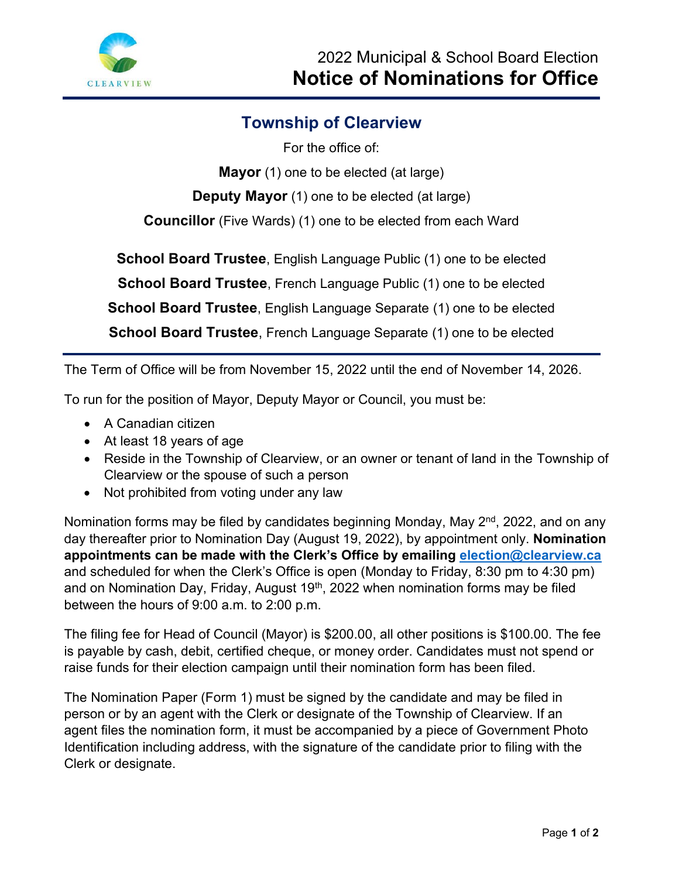2022 Municipal & School Board Election

# Notice of Nominations for Office

## Township of Clearview

For the office of:

**Mayor** (1) one to be elected (at large)

**Deputy Mayor** (1) one to be elected (at large)

**Councillor** (Five Wards) (1) one to be elected from each Ward

**School Board Trustee**, English Language Public (1) one to be elected

**School Board Trustee**, French Language Public (1) one to be elected

**School Board Trustee**, English Language Separate (1) one to be elected

**School Board Trustee**, French Language Separate (1) one to be elected

The Term of Office will be from November 15, 2022 until the end of November 14, 2026.

To run for the position of Mayor, Deputy Mayor or Council, you must be:

- A Canadian citizen
- At least 18 years of age
- Reside in the Township of Clearview, or an owner or tenant of land in the Township of Clearview or the spouse of such a person
- Not prohibited from voting under any law

Nomination forms may be filed by candidates beginning Monday, May 2nd, 2022, and on any day thereafter prior to Nomination Day (August 19, 2022), by appointment only. **Nomination appointments can be made with the Clerk's Office by emailing election@clearview.ca** and scheduled for when the Clerk's Office is open (Monday to Friday, 8:30 pm to 4:30 pm) and on Nomination Day, Friday, August 19th, 2022 when nomination forms may be filed between the hours of 9:00 a.m. to 2:00 p.m.

The filing fee for Head of Council (Mayor) is $200.00, all other positions is $100.00. The fee is payable by cash, debit, certified cheque, or money order. Candidates must not spend or raise funds for their election campaign until their nomination form has been filed.

The Nomination Paper (Form 1) must be signed by the candidate and may be filed in person or by an agent with the Clerk or designate of the Township of Clearview. If an agent files the nomination form, it must be accompanied by a piece of Government Photo Identification including address, with the signature of the candidate prior to filing with the Clerk or designate.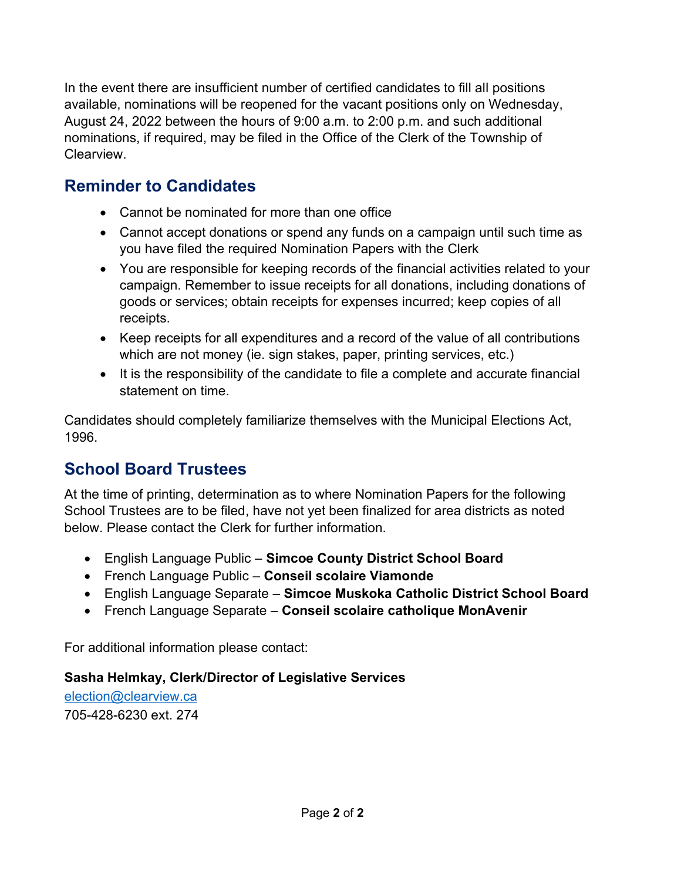In the event there are insufficient number of certified candidates to fill all positions available, nominations will be reopened for the vacant positions only on Wednesday, August 24, 2022 between the hours of 9:00 a.m. to 2:00 p.m. and such additional nominations, if required, may be filed in the Office of the Clerk of the Township of Clearview.

## Reminder to Candidates

- Cannot be nominated for more than one office
- Cannot accept donations or spend any funds on a campaign until such time as you have filed the required Nomination Papers with the Clerk
- You are responsible for keeping records of the financial activities related to your campaign. Remember to issue receipts for all donations, including donations of goods or services; obtain receipts for expenses incurred; keep copies of all receipts.
- Keep receipts for all expenditures and a record of the value of all contributions which are not money (ie. sign stakes, paper, printing services, etc.)
- It is the responsibility of the candidate to file a complete and accurate financial statement on time.

Candidates should completely familiarize themselves with the Municipal Elections Act, 1996.

## School Board Trustees

At the time of printing, determination as to where Nomination Papers for the following School Trustees are to be filed, have not yet been finalized for area districts as noted below. Please contact the Clerk for further information.

- English Language Public – **Simcoe County District School Board**
- French Language Public – **Conseil scolaire Viamonde**
- English Language Separate – **Simcoe Muskoka Catholic District School Board**
- French Language Separate – **Conseil scolaire catholique MonAvenir**

For additional information please contact:

**Sasha Helmkay, Clerk/Director of Legislative Services**
election@clearview.ca
705-428-6230 ext. 274